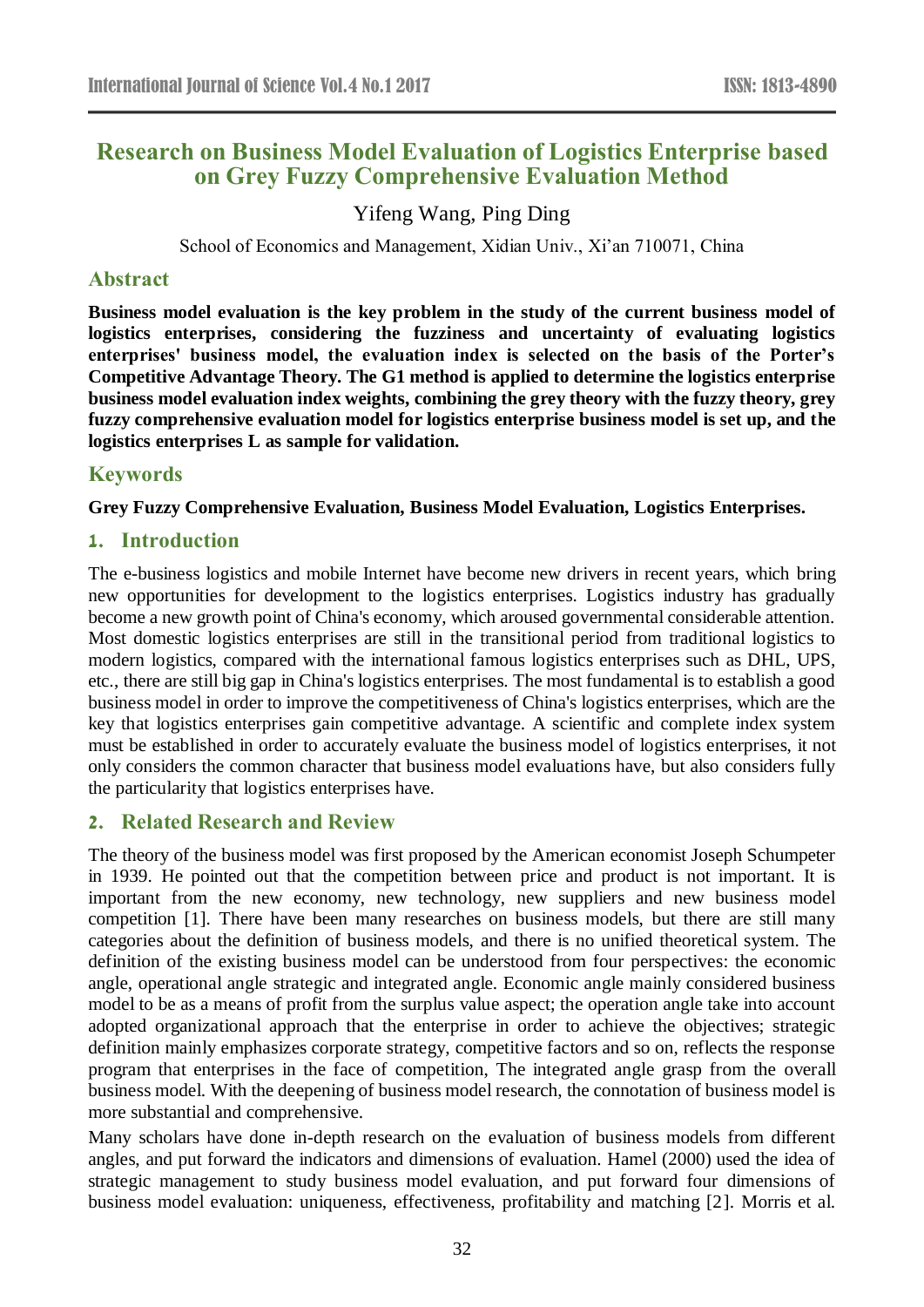# Research on Business Model Evaluation of Logistics Enterprise based on Grey Fuzzy Comprehensive Evaluation Method

Yifeng Wang, Ping Ding

School of Economics and Management, Xidian Univ., Xi'an 710071, China

## Abstract

**Business model evaluation is the key problem in the study of the current business model of logistics enterprises, considering the fuzziness and uncertainty of evaluating logistics enterprises' business model, the evaluation index is selected on the basis of the Porter's Competitive Advantage Theory. The G1 method is applied to determine the logistics enterprise business model evaluation index weights, combining the grey theory with the fuzzy theory, grey fuzzy comprehensive evaluation model for logistics enterprise business model is set up, and the logistics enterprises L as sample for validation.**

## Keywords

**Grey Fuzzy Comprehensive Evaluation, Business Model Evaluation, Logistics Enterprises.**

## 1. Introduction

The e-business logistics and mobile Internet have become new drivers in recent years, which bring new opportunities for development to the logistics enterprises. Logistics industry has gradually become a new growth point of China's economy, which aroused governmental considerable attention. Most domestic logistics enterprises are still in the transitional period from traditional logistics to modern logistics, compared with the international famous logistics enterprises such as DHL, UPS, etc., there are still big gap in China's logistics enterprises. The most fundamental is to establish a good business model in order to improve the competitiveness of China's logistics enterprises, which are the key that logistics enterprises gain competitive advantage. A scientific and complete index system must be established in order to accurately evaluate the business model of logistics enterprises, it not only considers the common character that business model evaluations have, but also considers fully the particularity that logistics enterprises have.

## 2. Related Research and Review

The theory of the business model was first proposed by the American economist Joseph Schumpeter in 1939. He pointed out that the competition between price and product is not important. It is important from the new economy, new technology, new suppliers and new business model competition [1]. There have been many researches on business models, but there are still many categories about the definition of business models, and there is no unified theoretical system. The definition of the existing business model can be understood from four perspectives: the economic angle, operational angle strategic and integrated angle. Economic angle mainly considered business model to be as a means of profit from the surplus value aspect; the operation angle take into account adopted organizational approach that the enterprise in order to achieve the objectives; strategic definition mainly emphasizes corporate strategy, competitive factors and so on, reflects the response program that enterprises in the face of competition, The integrated angle grasp from the overall business model. With the deepening of business model research, the connotation of business model is more substantial and comprehensive.

Many scholars have done in-depth research on the evaluation of business models from different angles, and put forward the indicators and dimensions of evaluation. Hamel (2000) used the idea of strategic management to study business model evaluation, and put forward four dimensions of business model evaluation: uniqueness, effectiveness, profitability and matching [2]. Morris et al.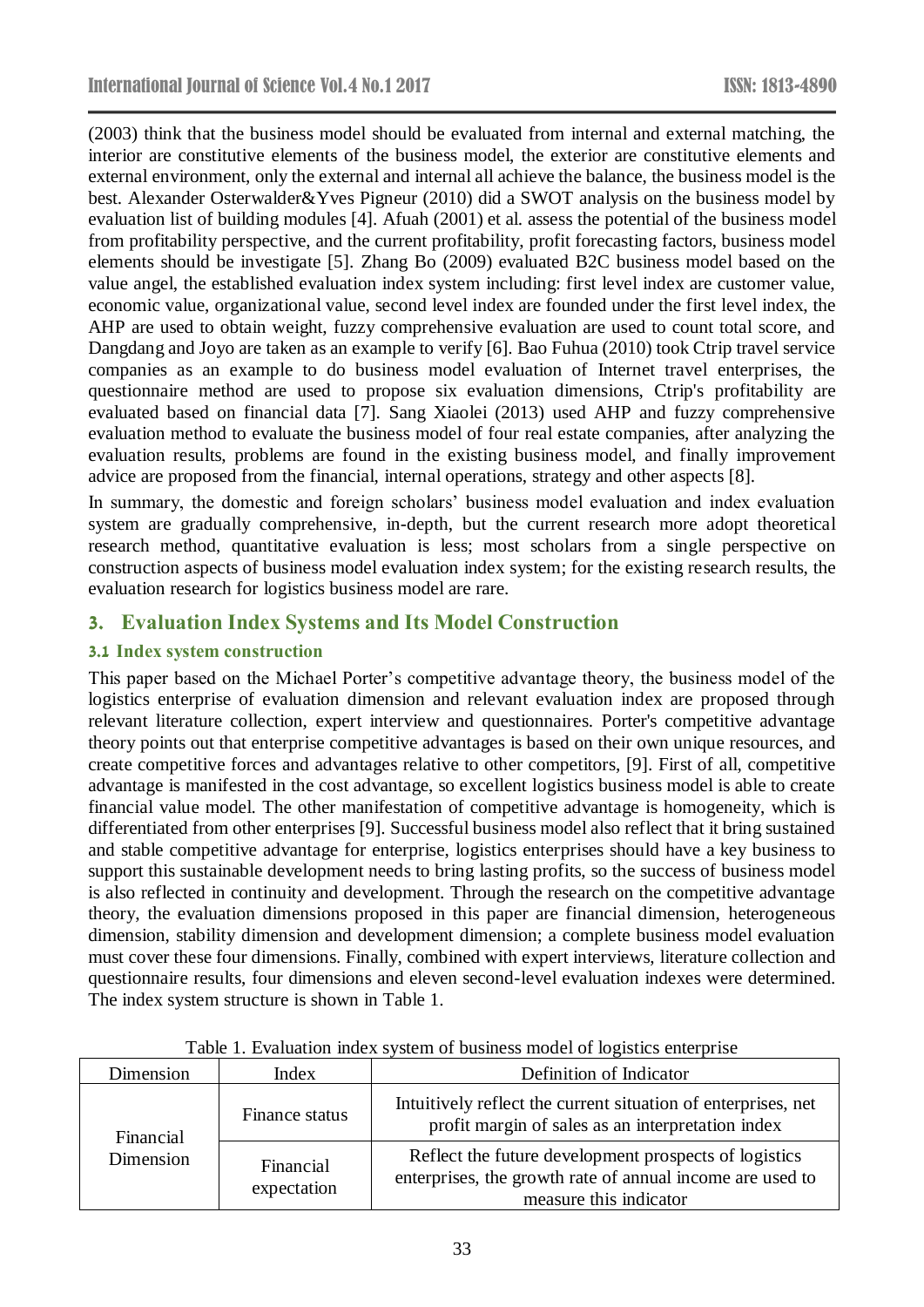(2003) think that the business model should be evaluated from internal and external matching, the interior are constitutive elements of the business model, the exterior are constitutive elements and external environment, only the external and internal all achieve the balance, the business model is the best. Alexander Osterwalder&Yves Pigneur (2010) did a SWOT analysis on the business model by evaluation list of building modules [4]. Afuah (2001) et al. assess the potential of the business model from profitability perspective, and the current profitability, profit forecasting factors, business model elements should be investigate [5]. Zhang Bo (2009) evaluated B2C business model based on the value angel, the established evaluation index system including: first level index are customer value, economic value, organizational value, second level index are founded under the first level index, the AHP are used to obtain weight, fuzzy comprehensive evaluation are used to count total score, and Dangdang and Joyo are taken as an example to verify [6]. Bao Fuhua (2010) took Ctrip travel service companies as an example to do business model evaluation of Internet travel enterprises, the questionnaire method are used to propose six evaluation dimensions, Ctrip's profitability are evaluated based on financial data [7]. Sang Xiaolei (2013) used AHP and fuzzy comprehensive evaluation method to evaluate the business model of four real estate companies, after analyzing the evaluation results, problems are found in the existing business model, and finally improvement advice are proposed from the financial, internal operations, strategy and other aspects [8].

In summary, the domestic and foreign scholars' business model evaluation and index evaluation system are gradually comprehensive, in-depth, but the current research more adopt theoretical research method, quantitative evaluation is less; most scholars from a single perspective on construction aspects of business model evaluation index system; for the existing research results, the evaluation research for logistics business model are rare.

## 3. Evaluation Index Systems and Its Model Construction

### 3.1 Index system construction

This paper based on the Michael Porter's competitive advantage theory, the business model of the logistics enterprise of evaluation dimension and relevant evaluation index are proposed through relevant literature collection, expert interview and questionnaires. Porter's competitive advantage theory points out that enterprise competitive advantages is based on their own unique resources, and create competitive forces and advantages relative to other competitors, [9]. First of all, competitive advantage is manifested in the cost advantage, so excellent logistics business model is able to create financial value model. The other manifestation of competitive advantage is homogeneity, which is differentiated from other enterprises [9]. Successful business model also reflect that it bring sustained and stable competitive advantage for enterprise, logistics enterprises should have a key business to support this sustainable development needs to bring lasting profits, so the success of business model is also reflected in continuity and development. Through the research on the competitive advantage theory, the evaluation dimensions proposed in this paper are financial dimension, heterogeneous dimension, stability dimension and development dimension; a complete business model evaluation must cover these four dimensions. Finally, combined with expert interviews, literature collection and questionnaire results, four dimensions and eleven second-level evaluation indexes were determined. The index system structure is shown in Table 1.

Table 1. Evaluation index system of business model of logistics enterprise

| Dimension | Index | Definition of Indicator |
| --- | --- | --- |
| Financial Dimension | Finance status | Intuitively reflect the current situation of enterprises, net profit margin of sales as an interpretation index |
| | Financial expectation | Reflect the future development prospects of logistics enterprises, the growth rate of annual income are used to measure this indicator |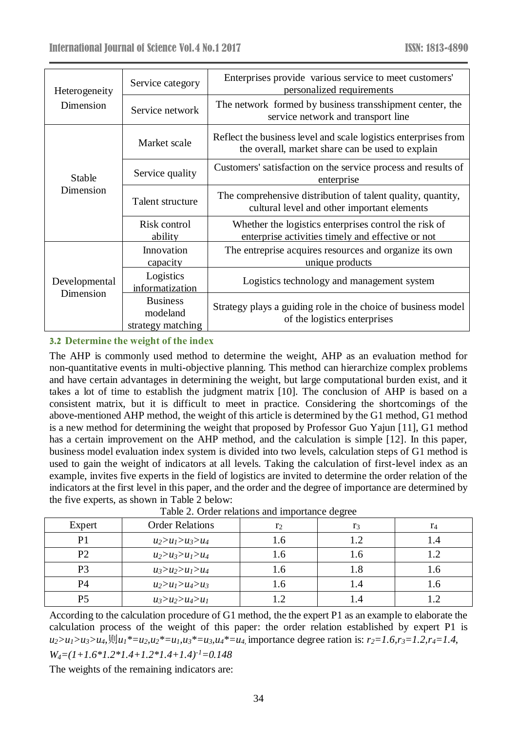| | | |
|---|---|---|
| Heterogeneity Dimension | Service category | Enterprises provide various service to meet customers' personalized requirements |
| | Service network | The network formed by business transshipment center, the service network and transport line |
| Stable Dimension | Market scale | Reflect the business level and scale logistics enterprises from the overall, market share can be used to explain |
| | Service quality | Customers' satisfaction on the service process and results of enterprise |
| | Talent structure | The comprehensive distribution of talent quality, quantity, cultural level and other important elements |
| | Risk control ability | Whether the logistics enterprises control the risk of enterprise activities timely and effective or not |
| Developmental Dimension | Innovation capacity | The entreprise acquires resources and organize its own unique products |
| | Logistics informatization | Logistics technology and management system |
| | Business modeland strategy matching | Strategy plays a guiding role in the choice of business model of the logistics enterprises |

### 3.2 Determine the weight of the index

The AHP is commonly used method to determine the weight, AHP as an evaluation method for non-quantitative events in multi-objective planning. This method can hierarchize complex problems and have certain advantages in determining the weight, but large computational burden exist, and it takes a lot of time to establish the judgment matrix [10]. The conclusion of AHP is based on a consistent matrix, but it is difficult to meet in practice. Considering the shortcomings of the above-mentioned AHP method, the weight of this article is determined by the G1 method, G1 method is a new method for determining the weight that proposed by Professor Guo Yajun [11], G1 method has a certain improvement on the AHP method, and the calculation is simple [12]. In this paper, business model evaluation index system is divided into two levels, calculation steps of G1 method is used to gain the weight of indicators at all levels. Taking the calculation of first-level index as an example, invites five experts in the field of logistics are invited to determine the order relation of the indicators at the first level in this paper, and the order and the degree of importance are determined by the five experts, as shown in Table 2 below:

Table 2. Order relations and importance degree

| Expert | Order Relations | $r_2$ | $r_3$ | $r_4$ |
|---|---|---|---|---|
| P1 | $u_2>u_1>u_3>u_4$ | 1.6 | 1.2 | 1.4 |
| P2 | $u_2>u_3>u_1>u_4$ | 1.6 | 1.6 | 1.2 |
| P3 | $u_3>u_2>u_1>u_4$ | 1.6 | 1.8 | 1.6 |
| P4 | $u_2>u_1>u_4>u_3$ | 1.6 | 1.4 | 1.6 |
| P5 | $u_3>u_2>u_4>u_1$ | 1.2 | 1.4 | 1.2 |

According to the calculation procedure of G1 method, the the expert P1 as an example to elaborate the calculation process of the weight of this paper: the order relation established by expert P1 is $u_2>u_1>u_3>u_4$,则$u_1^*=u_2,u_2^*=u_1,u_3^*=u_3,u_4^*=u_4$, importance degree ration is: $r_2=1.6,r_3=1.2,r_4=1.4$,

$W_4=(1+1.6*1.2*1.4+1.2*1.4+1.4)^{-1}=0.148$

The weights of the remaining indicators are: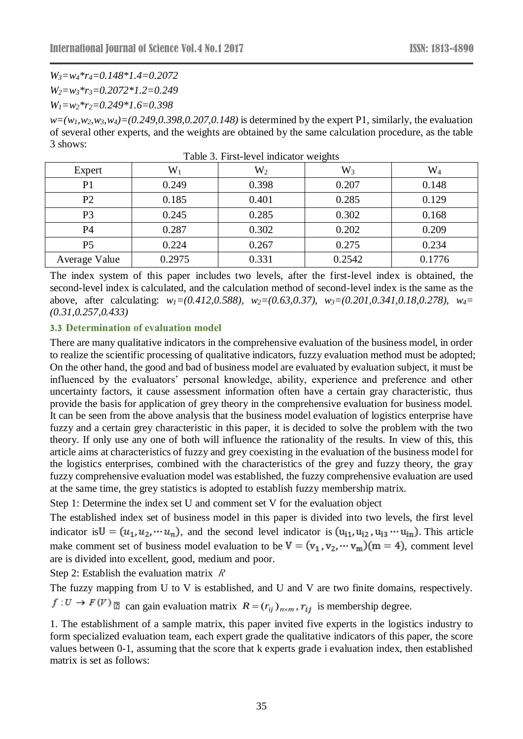$W_3=w_4*r_4=0.148*1.4=0.2072$

$W_2=w_3*r_3=0.2072*1.2=0.249$

$W_1=w_2*r_2=0.249*1.6=0.398$

$w=(w_1,w_2,w_3,w_4)=(0.249,0.398,0.207,0.148)$ is determined by the expert P1, similarly, the evaluation of several other experts, and the weights are obtained by the same calculation procedure, as the table 3 shows:

Table 3. First-level indicator weights

| Expert | $W_1$ | $W_2$ | $W_3$ | $W_4$ |
|---|---|---|---|---|
| P1 | 0.249 | 0.398 | 0.207 | 0.148 |
| P2 | 0.185 | 0.401 | 0.285 | 0.129 |
| P3 | 0.245 | 0.285 | 0.302 | 0.168 |
| P4 | 0.287 | 0.302 | 0.202 | 0.209 |
| P5 | 0.224 | 0.267 | 0.275 | 0.234 |
| Average Value | 0.2975 | 0.331 | 0.2542 | 0.1776 |

The index system of this paper includes two levels, after the first-level index is obtained, the second-level index is calculated, and the calculation method of second-level index is the same as the above, after calculating: $w_1=(0.412,0.588)$, $w_2=(0.63,0.37)$, $w_3=(0.201,0.341,0.18,0.278)$, $w_4=(0.31,0.257,0.433)$

### 3.3 Determination of evaluation model

There are many qualitative indicators in the comprehensive evaluation of the business model, in order to realize the scientific processing of qualitative indicators, fuzzy evaluation method must be adopted; On the other hand, the good and bad of business model are evaluated by evaluation subject, it must be influenced by the evaluators' personal knowledge, ability, experience and preference and other uncertainty factors, it cause assessment information often have a certain gray characteristic, thus provide the basis for application of grey theory in the comprehensive evaluation for business model. It can be seen from the above analysis that the business model evaluation of logistics enterprise have fuzzy and a certain grey characteristic in this paper, it is decided to solve the problem with the two theory. If only use any one of both will influence the rationality of the results. In view of this, this article aims at characteristics of fuzzy and grey coexisting in the evaluation of the business model for the logistics enterprises, combined with the characteristics of the grey and fuzzy theory, the gray fuzzy comprehensive evaluation model was established, the fuzzy comprehensive evaluation are used at the same time, the grey statistics is adopted to establish fuzzy membership matrix.

Step 1: Determine the index set U and comment set V for the evaluation object

The established index set of business model in this paper is divided into two levels, the first level indicator is $U=(u_1,u_2,\cdots u_n)$, and the second level indicator is $(u_{i1},u_{i2},u_{i3}\cdots u_{in})$. This article make comment set of business model evaluation to be $V=(v_1,v_2,\cdots v_m)(m=4)$, comment level are is divided into excellent, good, medium and poor.

Step 2: Establish the evaluation matrix $R$

The fuzzy mapping from U to V is established, and U and V are two finite domains, respectively. $f:U\rightarrow F(V)$ can gain evaluation matrix $R=(r_{ij})_{n\times m}$, $r_{ij}$ is membership degree.

1. The establishment of a sample matrix, this paper invited five experts in the logistics industry to form specialized evaluation team, each expert grade the qualitative indicators of this paper, the score values between 0-1, assuming that the score that k experts grade i evaluation index, then established matrix is set as follows: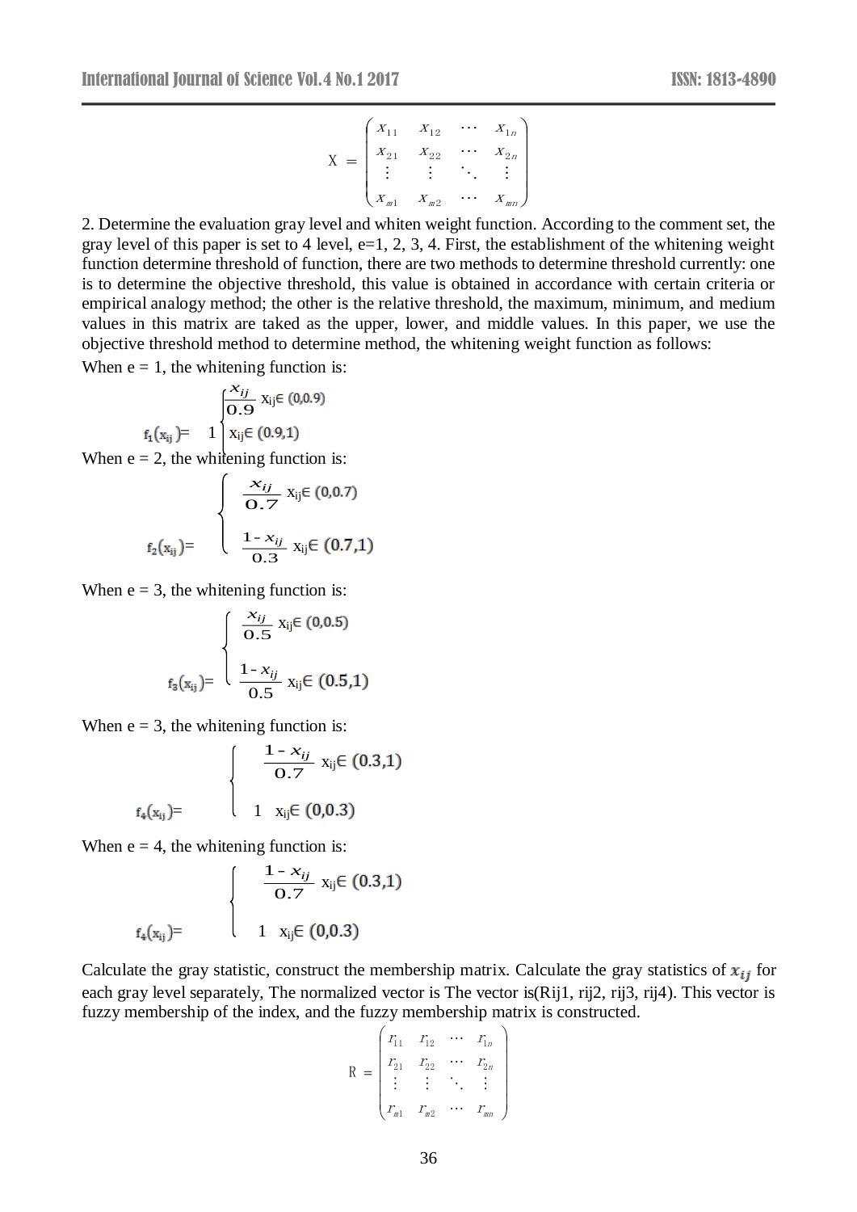$$X = \begin{pmatrix} x_{11} & x_{12} & \cdots & x_{1n} \\ x_{21} & x_{22} & \cdots & x_{2n} \\ \vdots & \vdots & \ddots & \vdots \\ x_{m1} & x_{m2} & \cdots & x_{mn} \end{pmatrix}$$

2. Determine the evaluation gray level and whiten weight function. According to the comment set, the gray level of this paper is set to 4 level, e=1, 2, 3, 4. First, the establishment of the whitening weight function determine threshold of function, there are two methods to determine threshold currently: one is to determine the objective threshold, this value is obtained in accordance with certain criteria or empirical analogy method; the other is the relative threshold, the maximum, minimum, and medium values in this matrix are taked as the upper, lower, and middle values. In this paper, we use the objective threshold method to determine method, the whitening weight function as follows:

When e = 1, the whitening function is:

$$f_1(x_{ij}) = \begin{cases} \dfrac{x_{ij}}{0.9} & x_{ij} \in (0,0.9) \\ 1 & x_{ij} \in (0.9,1) \end{cases}$$

When e = 2, the whitening function is:

$$f_2(x_{ij}) = \begin{cases} \dfrac{x_{ij}}{0.7} & x_{ij} \in (0,0.7) \\ \dfrac{1 - x_{ij}}{0.3} & x_{ij} \in (0.7,1) \end{cases}$$

When e = 3, the whitening function is:

$$f_3(x_{ij}) = \begin{cases} \dfrac{x_{ij}}{0.5} & x_{ij} \in (0,0.5) \\ \dfrac{1 - x_{ij}}{0.5} & x_{ij} \in (0.5,1) \end{cases}$$

When e = 3, the whitening function is:

$$f_4(x_{ij}) = \begin{cases} \dfrac{1 - x_{ij}}{0.7} & x_{ij} \in (0.3,1) \\ 1 & x_{ij} \in (0,0.3) \end{cases}$$

When e = 4, the whitening function is:

$$f_4(x_{ij}) = \begin{cases} \dfrac{1 - x_{ij}}{0.7} & x_{ij} \in (0.3,1) \\ 1 & x_{ij} \in (0,0.3) \end{cases}$$

Calculate the gray statistic, construct the membership matrix. Calculate the gray statistics of $x_{ij}$ for each gray level separately, The normalized vector is The vector is(Rij1, rij2, rij3, rij4). This vector is fuzzy membership of the index, and the fuzzy membership matrix is constructed.

$$R = \begin{pmatrix} r_{11} & r_{12} & \cdots & r_{1n} \\ r_{21} & r_{22} & \cdots & r_{2n} \\ \vdots & \vdots & \ddots & \vdots \\ r_{m1} & r_{m2} & \cdots & r_{mn} \end{pmatrix}$$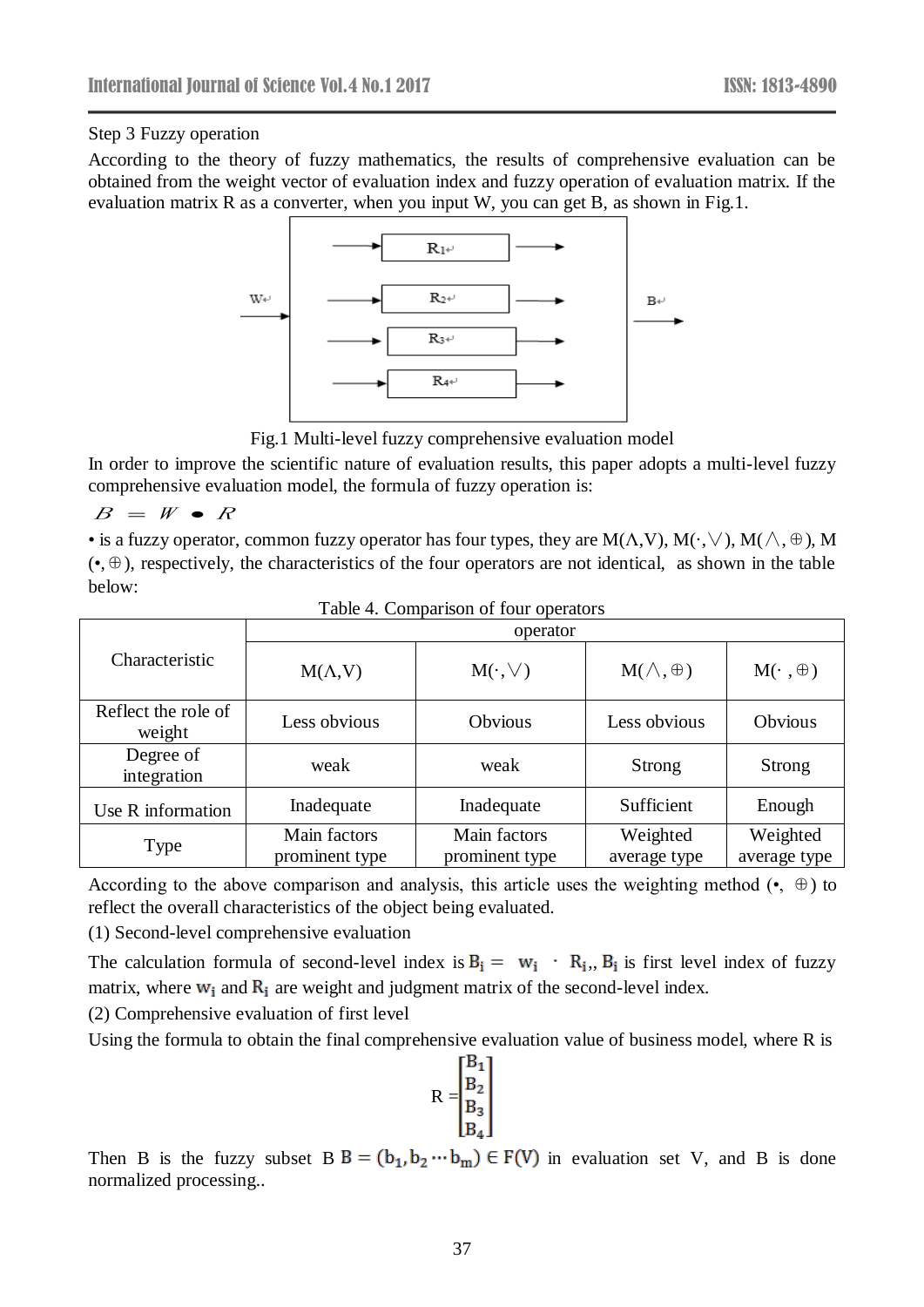Step 3 Fuzzy operation

According to the theory of fuzzy mathematics, the results of comprehensive evaluation can be obtained from the weight vector of evaluation index and fuzzy operation of evaluation matrix. If the evaluation matrix R as a converter, when you input W, you can get B, as shown in Fig.1.

Fig.1 Multi-level fuzzy comprehensive evaluation model

In order to improve the scientific nature of evaluation results, this paper adopts a multi-level fuzzy comprehensive evaluation model, the formula of fuzzy operation is:

$$B = W \bullet R$$

• is a fuzzy operator, common fuzzy operator has four types, they are M(Λ,V), M(·,∨), M(∧,⊕), M(•,⊕), respectively, the characteristics of the four operators are not identical, as shown in the table below:

Table 4. Comparison of four operators

| Characteristic | operator | | | |
|---|---|---|---|---|
| | M(Λ,V) | M(·,∨) | M(∧,⊕) | M(· ,⊕) |
| Reflect the role of weight | Less obvious | Obvious | Less obvious | Obvious |
| Degree of integration | weak | weak | Strong | Strong |
| Use R information | Inadequate | Inadequate | Sufficient | Enough |
| Type | Main factors prominent type | Main factors prominent type | Weighted average type | Weighted average type |

According to the above comparison and analysis, this article uses the weighting method (•, ⊕) to reflect the overall characteristics of the object being evaluated.

(1) Second-level comprehensive evaluation

The calculation formula of second-level index is $B_i = w_i \cdot R_i$,, $B_i$ is first level index of fuzzy matrix, where $w_i$ and $R_i$ are weight and judgment matrix of the second-level index.

(2) Comprehensive evaluation of first level

Using the formula to obtain the final comprehensive evaluation value of business model, where R is

$$R = \begin{bmatrix} B_1 \\ B_2 \\ B_3 \\ B_4 \end{bmatrix}$$

Then B is the fuzzy subset B $B = (b_1, b_2 \cdots b_m) \in F(V)$ in evaluation set V, and B is done normalized processing..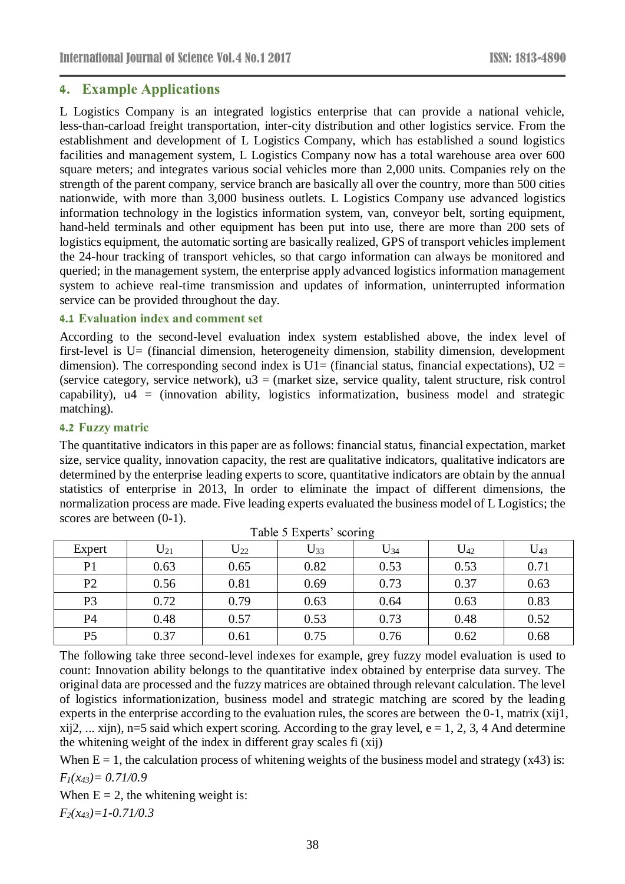## 4. Example Applications

L Logistics Company is an integrated logistics enterprise that can provide a national vehicle, less-than-carload freight transportation, inter-city distribution and other logistics service. From the establishment and development of L Logistics Company, which has established a sound logistics facilities and management system, L Logistics Company now has a total warehouse area over 600 square meters; and integrates various social vehicles more than 2,000 units. Companies rely on the strength of the parent company, service branch are basically all over the country, more than 500 cities nationwide, with more than 3,000 business outlets. L Logistics Company use advanced logistics information technology in the logistics information system, van, conveyor belt, sorting equipment, hand-held terminals and other equipment has been put into use, there are more than 200 sets of logistics equipment, the automatic sorting are basically realized, GPS of transport vehicles implement the 24-hour tracking of transport vehicles, so that cargo information can always be monitored and queried; in the management system, the enterprise apply advanced logistics information management system to achieve real-time transmission and updates of information, uninterrupted information service can be provided throughout the day.

### 4.1 Evaluation index and comment set

According to the second-level evaluation index system established above, the index level of first-level is U= (financial dimension, heterogeneity dimension, stability dimension, development dimension). The corresponding second index is U1= (financial status, financial expectations), U2 = (service category, service network), u3 = (market size, service quality, talent structure, risk control capability), u4 = (innovation ability, logistics informatization, business model and strategic matching).

### 4.2 Fuzzy matric

The quantitative indicators in this paper are as follows: financial status, financial expectation, market size, service quality, innovation capacity, the rest are qualitative indicators, qualitative indicators are determined by the enterprise leading experts to score, quantitative indicators are obtain by the annual statistics of enterprise in 2013, In order to eliminate the impact of different dimensions, the normalization process are made. Five leading experts evaluated the business model of L Logistics; the scores are between (0-1).

Table 5 Experts' scoring

| Expert | $U_{21}$ | $U_{22}$ | $U_{33}$ | $U_{34}$ | $U_{42}$ | $U_{43}$ |
|---|---|---|---|---|---|---|
| P1 | 0.63 | 0.65 | 0.82 | 0.53 | 0.53 | 0.71 |
| P2 | 0.56 | 0.81 | 0.69 | 0.73 | 0.37 | 0.63 |
| P3 | 0.72 | 0.79 | 0.63 | 0.64 | 0.63 | 0.83 |
| P4 | 0.48 | 0.57 | 0.53 | 0.73 | 0.48 | 0.52 |
| P5 | 0.37 | 0.61 | 0.75 | 0.76 | 0.62 | 0.68 |

The following take three second-level indexes for example, grey fuzzy model evaluation is used to count: Innovation ability belongs to the quantitative index obtained by enterprise data survey. The original data are processed and the fuzzy matrices are obtained through relevant calculation. The level of logistics informationization, business model and strategic matching are scored by the leading experts in the enterprise according to the evaluation rules, the scores are between the 0-1, matrix ($x_{ij1}$, $x_{ij2}$, ... $x_{ijn}$), n=5 said which expert scoring. According to the gray level, e = 1, 2, 3, 4 And determine the whitening weight of the index in different gray scales $f_i(x_{ij})$

When E = 1, the calculation process of whitening weights of the business model and strategy ($x_{43}$) is:

$F_1(x_{43}) = 0.71/0.9$

When E = 2, the whitening weight is:

$F_2(x_{43}) = 1-0.71/0.3$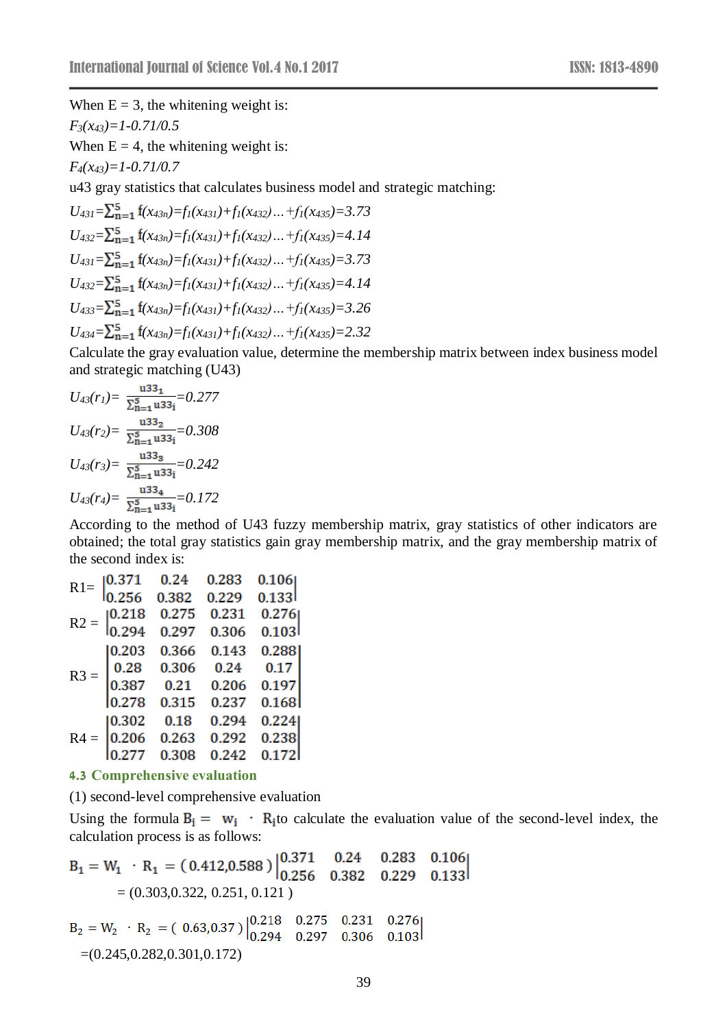When E = 3, the whitening weight is:

$F_3(x_{43})=1-0.71/0.5$

When E = 4, the whitening weight is:

$F_4(x_{43})=1-0.71/0.7$

u43 gray statistics that calculates business model and strategic matching:

$U_{431}=\sum_{n=1}^{5} f(x_{43n})=f_1(x_{431})+f_1(x_{432})\ldots+f_1(x_{435})=3.73$

$U_{432}=\sum_{n=1}^{5} f(x_{43n})=f_1(x_{431})+f_1(x_{432})\ldots+f_1(x_{435})=4.14$

$U_{431}=\sum_{n=1}^{5} f(x_{43n})=f_1(x_{431})+f_1(x_{432})\ldots+f_1(x_{435})=3.73$

$U_{432}=\sum_{n=1}^{5} f(x_{43n})=f_1(x_{431})+f_1(x_{432})\ldots+f_1(x_{435})=4.14$

$U_{433}=\sum_{n=1}^{5} f(x_{43n})=f_1(x_{431})+f_1(x_{432})\ldots+f_1(x_{435})=3.26$

$U_{434}=\sum_{n=1}^{5} f(x_{43n})=f_1(x_{431})+f_1(x_{432})\ldots+f_1(x_{435})=2.32$

Calculate the gray evaluation value, determine the membership matrix between index business model and strategic matching (U43)

$U_{43}(r_1)=\frac{u33_1}{\sum_{n=1}^{5} u33_i}=0.277$

$U_{43}(r_2)=\frac{u33_2}{\sum_{n=1}^{5} u33_i}=0.308$

$U_{43}(r_3)=\frac{u33_3}{\sum_{n=1}^{5} u33_i}=0.242$

$U_{43}(r_4)=\frac{u33_4}{\sum_{n=1}^{5} u33_i}=0.172$

According to the method of U43 fuzzy membership matrix, gray statistics of other indicators are obtained; the total gray statistics gain gray membership matrix, and the gray membership matrix of the second index is:

$$R1=\begin{vmatrix} 0.371 & 0.24 & 0.283 & 0.106 \\ 0.256 & 0.382 & 0.229 & 0.133 \end{vmatrix}$$

$$R2=\begin{vmatrix} 0.218 & 0.275 & 0.231 & 0.276 \\ 0.294 & 0.297 & 0.306 & 0.103 \end{vmatrix}$$

$$R3=\begin{vmatrix} 0.203 & 0.366 & 0.143 & 0.288 \\ 0.28 & 0.306 & 0.24 & 0.17 \\ 0.387 & 0.21 & 0.206 & 0.197 \\ 0.278 & 0.315 & 0.237 & 0.168 \end{vmatrix}$$

$$R4=\begin{vmatrix} 0.302 & 0.18 & 0.294 & 0.224 \\ 0.206 & 0.263 & 0.292 & 0.238 \\ 0.277 & 0.308 & 0.242 & 0.172 \end{vmatrix}$$

### 4.3 Comprehensive evaluation

(1) second-level comprehensive evaluation

Using the formula $B_i = w_i \cdot R_i$ to calculate the evaluation value of the second-level index, the calculation process is as follows:

$$B_1 = W_1 \cdot R_1 = (0.412, 0.588)\begin{vmatrix} 0.371 & 0.24 & 0.283 & 0.106 \\ 0.256 & 0.382 & 0.229 & 0.133 \end{vmatrix}$$

= (0.303,0.322, 0.251, 0.121 )

$$B_2 = W_2 \cdot R_2 = (0.63, 0.37)\begin{vmatrix} 0.218 & 0.275 & 0.231 & 0.276 \\ 0.294 & 0.297 & 0.306 & 0.103 \end{vmatrix}$$

=(0.245,0.282,0.301,0.172)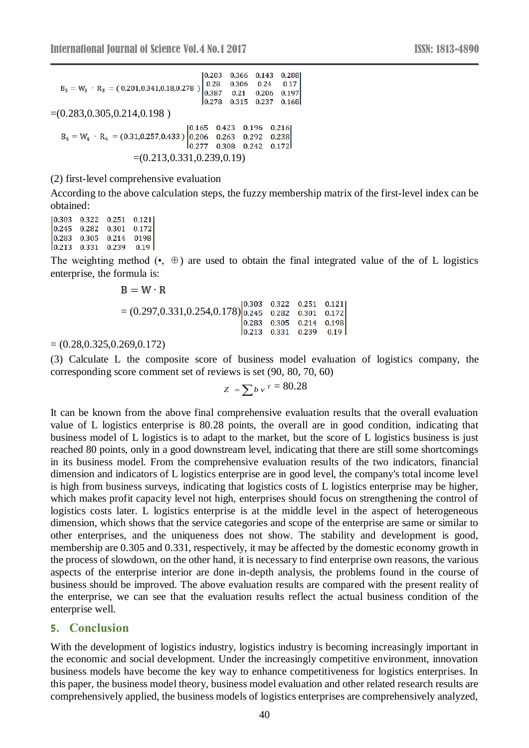$$B_3 = W_3 \cdot R_3 = (0.201, 0.341, 0.18, 0.278) \begin{vmatrix} 0.203 & 0.366 & 0.143 & 0.288 \\ 0.28 & 0.306 & 0.24 & 0.17 \\ 0.387 & 0.21 & 0.206 & 0.197 \\ 0.278 & 0.315 & 0.237 & 0.168 \end{vmatrix}$$

$=(0.283, 0.305, 0.214, 0.198)$

$$B_4 = W_4 \cdot R_4 = (0.31, 0.257, 0.433) \begin{vmatrix} 0.165 & 0.423 & 0.196 & 0.216 \\ 0.206 & 0.263 & 0.292 & 0.238 \\ 0.277 & 0.308 & 0.242 & 0.172 \end{vmatrix}$$

$=(0.213, 0.331, 0.239, 0.19)$

(2) first-level comprehensive evaluation

According to the above calculation steps, the fuzzy membership matrix of the first-level index can be obtained:

$$\begin{vmatrix} 0.303 & 0.322 & 0.251 & 0.121 \\ 0.245 & 0.282 & 0.301 & 0.172 \\ 0.283 & 0.305 & 0.214 & 0198 \\ 0.213 & 0.331 & 0.239 & 0.19 \end{vmatrix}$$

The weighting method (•, ⊕) are used to obtain the final integrated value of the of L logistics enterprise, the formula is:

$$B = W \cdot R$$

$$= (0.297, 0.331, 0.254, 0.178) \begin{vmatrix} 0.303 & 0.322 & 0.251 & 0.121 \\ 0.245 & 0.282 & 0.301 & 0.172 \\ 0.283 & 0.305 & 0.214 & 0.198 \\ 0.213 & 0.331 & 0.239 & 0.19 \end{vmatrix}$$

$= (0.28, 0.325, 0.269, 0.172)$

(3) Calculate L the composite score of business model evaluation of logistics company, the corresponding score comment set of reviews is set (90, 80, 70, 60)

$$Z = \sum b v^T = 80.28$$

It can be known from the above final comprehensive evaluation results that the overall evaluation value of L logistics enterprise is 80.28 points, the overall are in good condition, indicating that business model of L logistics is to adapt to the market, but the score of L logistics business is just reached 80 points, only in a good downstream level, indicating that there are still some shortcomings in its business model. From the comprehensive evaluation results of the two indicators, financial dimension and indicators of L logistics enterprise are in good level, the company's total income level is high from business surveys, indicating that logistics costs of L logistics enterprise may be higher, which makes profit capacity level not high, enterprises should focus on strengthening the control of logistics costs later. L logistics enterprise is at the middle level in the aspect of heterogeneous dimension, which shows that the service categories and scope of the enterprise are same or similar to other enterprises, and the uniqueness does not show. The stability and development is good, membership are 0.305 and 0.331, respectively, it may be affected by the domestic economy growth in the process of slowdown, on the other hand, it is necessary to find enterprise own reasons, the various aspects of the enterprise interior are done in-depth analysis, the problems found in the course of business should be improved. The above evaluation results are compared with the present reality of the enterprise, we can see that the evaluation results reflect the actual business condition of the enterprise well.

## 5. Conclusion

With the development of logistics industry, logistics industry is becoming increasingly important in the economic and social development. Under the increasingly competitive environment, innovation business models have become the key way to enhance competitiveness for logistics enterprises. In this paper, the business model theory, business model evaluation and other related research results are comprehensively applied, the business models of logistics enterprises are comprehensively analyzed,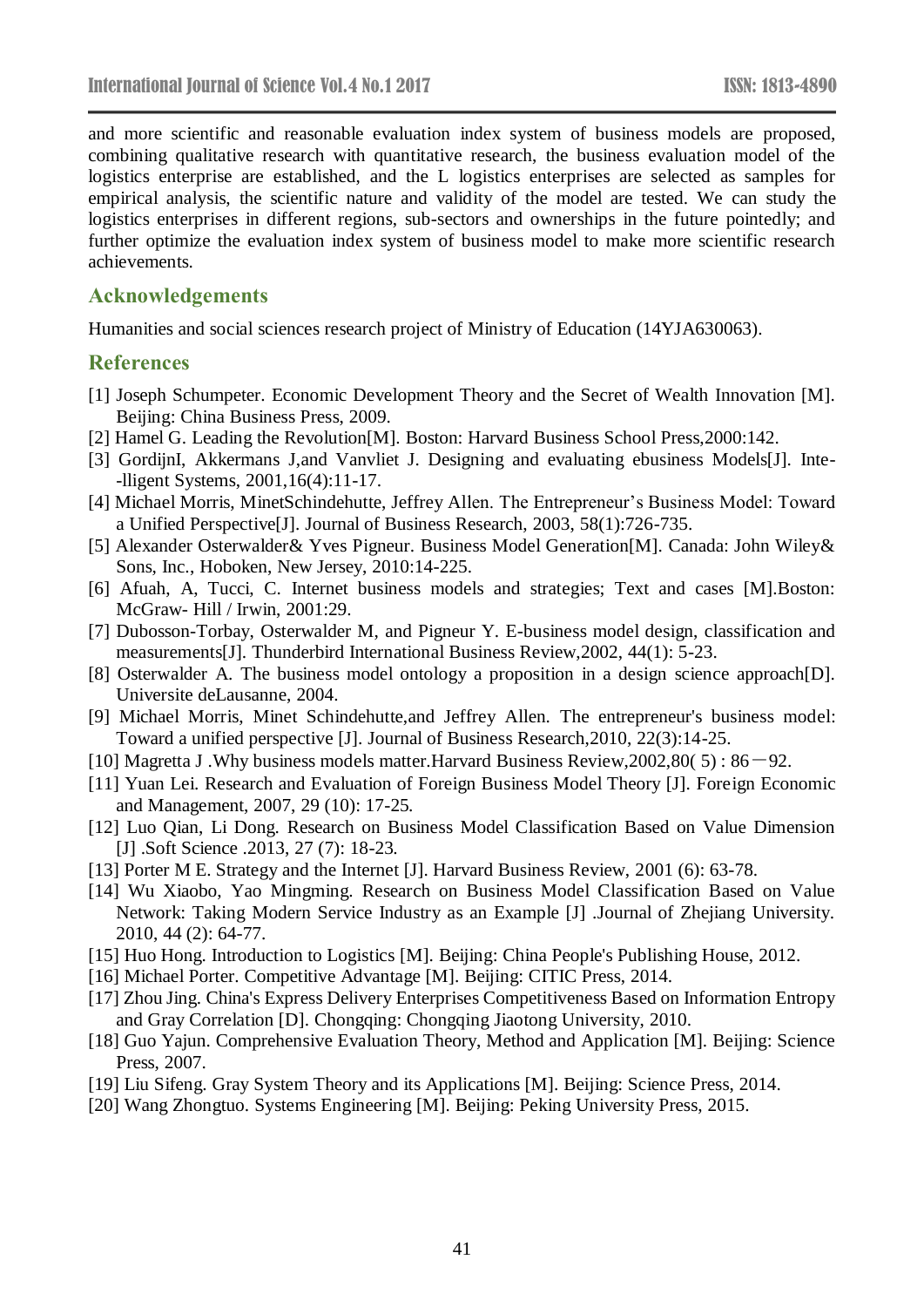and more scientific and reasonable evaluation index system of business models are proposed, combining qualitative research with quantitative research, the business evaluation model of the logistics enterprise are established, and the L logistics enterprises are selected as samples for empirical analysis, the scientific nature and validity of the model are tested. We can study the logistics enterprises in different regions, sub-sectors and ownerships in the future pointedly; and further optimize the evaluation index system of business model to make more scientific research achievements.

## Acknowledgements

Humanities and social sciences research project of Ministry of Education (14YJA630063).

## References

[1] Joseph Schumpeter. Economic Development Theory and the Secret of Wealth Innovation [M]. Beijing: China Business Press, 2009.

[2] Hamel G. Leading the Revolution[M]. Boston: Harvard Business School Press,2000:142.

[3] GordijnI, Akkermans J,and Vanvliet J. Designing and evaluating ebusiness Models[J]. Inte--lligent Systems, 2001,16(4):11-17.

[4] Michael Morris, MinetSchindehutte, Jeffrey Allen. The Entrepreneur's Business Model: Toward a Unified Perspective[J]. Journal of Business Research, 2003, 58(1):726-735.

[5] Alexander Osterwalder& Yves Pigneur. Business Model Generation[M]. Canada: John Wiley& Sons, Inc., Hoboken, New Jersey, 2010:14-225.

[6] Afuah, A, Tucci, C. Internet business models and strategies; Text and cases [M].Boston: McGraw- Hill / Irwin, 2001:29.

[7] Dubosson-Torbay, Osterwalder M, and Pigneur Y. E-business model design, classification and measurements[J]. Thunderbird International Business Review,2002, 44(1): 5-23.

[8] Osterwalder A. The business model ontology a proposition in a design science approach[D]. Universite deLausanne, 2004.

[9] Michael Morris, Minet Schindehutte,and Jeffrey Allen. The entrepreneur's business model: Toward a unified perspective [J]. Journal of Business Research,2010, 22(3):14-25.

[10] Magretta J .Why business models matter.Harvard Business Review,2002,80( 5) : 86－92.

[11] Yuan Lei. Research and Evaluation of Foreign Business Model Theory [J]. Foreign Economic and Management, 2007, 29 (10): 17-25.

[12] Luo Qian, Li Dong. Research on Business Model Classification Based on Value Dimension [J] .Soft Science .2013, 27 (7): 18-23.

[13] Porter M E. Strategy and the Internet [J]. Harvard Business Review, 2001 (6): 63-78.

[14] Wu Xiaobo, Yao Mingming. Research on Business Model Classification Based on Value Network: Taking Modern Service Industry as an Example [J] .Journal of Zhejiang University. 2010, 44 (2): 64-77.

[15] Huo Hong. Introduction to Logistics [M]. Beijing: China People's Publishing House, 2012.

[16] Michael Porter. Competitive Advantage [M]. Beijing: CITIC Press, 2014.

[17] Zhou Jing. China's Express Delivery Enterprises Competitiveness Based on Information Entropy and Gray Correlation [D]. Chongqing: Chongqing Jiaotong University, 2010.

[18] Guo Yajun. Comprehensive Evaluation Theory, Method and Application [M]. Beijing: Science Press, 2007.

[19] Liu Sifeng. Gray System Theory and its Applications [M]. Beijing: Science Press, 2014.

[20] Wang Zhongtuo. Systems Engineering [M]. Beijing: Peking University Press, 2015.